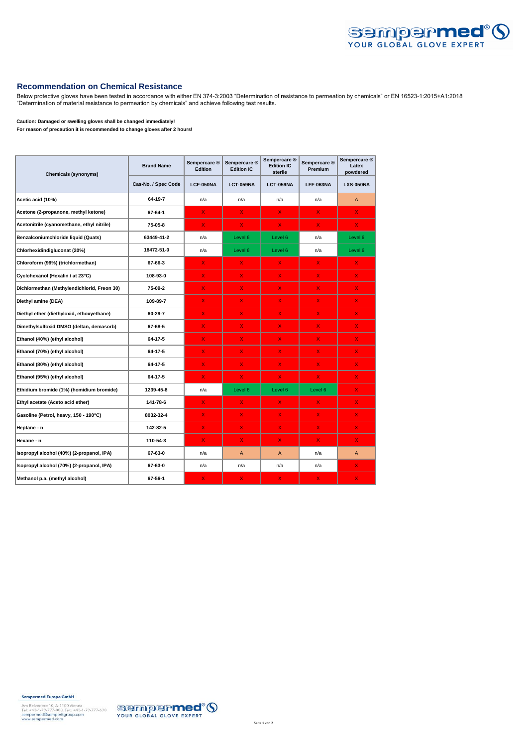## Recommendation on Chemical Resistance

Below protective gloves have been tested in accordance with either EN 374-3:2003 "Determination of resistance to permeation by chemicals" or EN 16523-1:2015+A1:2018 "Determination of material resistance to permeation by chemicals" and achieve following test results.

**Caution: Damaged or swelling gloves shall be changed immediately!**
**For reason of precaution it is recommended to change gloves after 2 hours!**

| Chemicals (synonyms) | Brand Name | Sempercare ® Edition | Sempercare ® Edition IC | Sempercare ® Edition IC sterile | Sempercare ® Premium | Sempercare ® Latex powdered |
|---|---|---|---|---|---|---|
| | Cas-No. / Spec Code | LCF-050NA | LCT-059NA | LCT-059NA | LFF-063NA | LXS-050NA |
| Acetic acid (10%) | 64-19-7 | n/a | n/a | n/a | n/a | A |
| Acetone (2-propanone, methyl ketone) | 67-64-1 | X | X | X | X | X |
| Acetonitrile (cyanomethane, ethyl nitrile) | 75-05-8 | X | X | X | X | X |
| Benzalconiumchloride liquid (Quats) | 63449-41-2 | n/a | Level 6 | Level 6 | n/a | Level 6 |
| Chlorhexidindigluconat (20%) | 18472-51-0 | n/a | Level 6 | Level 6 | n/a | Level 6 |
| Chloroform (99%) (trichlormethan) | 67-66-3 | X | X | X | X | X |
| Cyclohexanol (Hexalin / at 23°C) | 108-93-0 | X | X | X | X | X |
| Dichlormethan (Methylendichlorid, Freon 30) | 75-09-2 | X | X | X | X | X |
| Diethyl amine (DEA) | 109-89-7 | X | X | X | X | X |
| Diethyl ether (diethyloxid, ethoxyethane) | 60-29-7 | X | X | X | X | X |
| Dimethylsulfoxid DMSO (deltan, demasorb) | 67-68-5 | X | X | X | X | X |
| Ethanol (40%) (ethyl alcohol) | 64-17-5 | X | X | X | X | X |
| Ethanol (70%) (ethyl alcohol) | 64-17-5 | X | X | X | X | X |
| Ethanol (80%) (ethyl alcohol) | 64-17-5 | X | X | X | X | X |
| Ethanol (95%) (ethyl alcohol) | 64-17-5 | X | X | X | X | X |
| Ethidium bromide (1%) (homidium bromide) | 1239-45-8 | n/a | Level 6 | Level 6 | Level 6 | X |
| Ethyl acetate (Aceto acid ether) | 141-78-6 | X | X | X | X | X |
| Gasoline (Petrol, heavy, 150 - 190°C) | 8032-32-4 | X | X | X | X | X |
| Heptane - n | 142-82-5 | X | X | X | X | X |
| Hexane - n | 110-54-3 | X | X | X | X | X |
| Isopropyl alcohol (40%) (2-propanol, IPA) | 67-63-0 | n/a | A | A | n/a | A |
| Isopropyl alcohol (70%) (2-propanol, IPA) | 67-63-0 | n/a | n/a | n/a | n/a | X |
| Methanol p.a. (methyl alcohol) | 67-56-1 | X | X | X | X | X |

**Sempermed Europe GmbH**

Am Belvedere 10, A-1100 Vienna
Tel: +43-1-79-777-000, Fax: +43-1-79-777-630
sempermed@semperitgroup.com
www.sempermed.com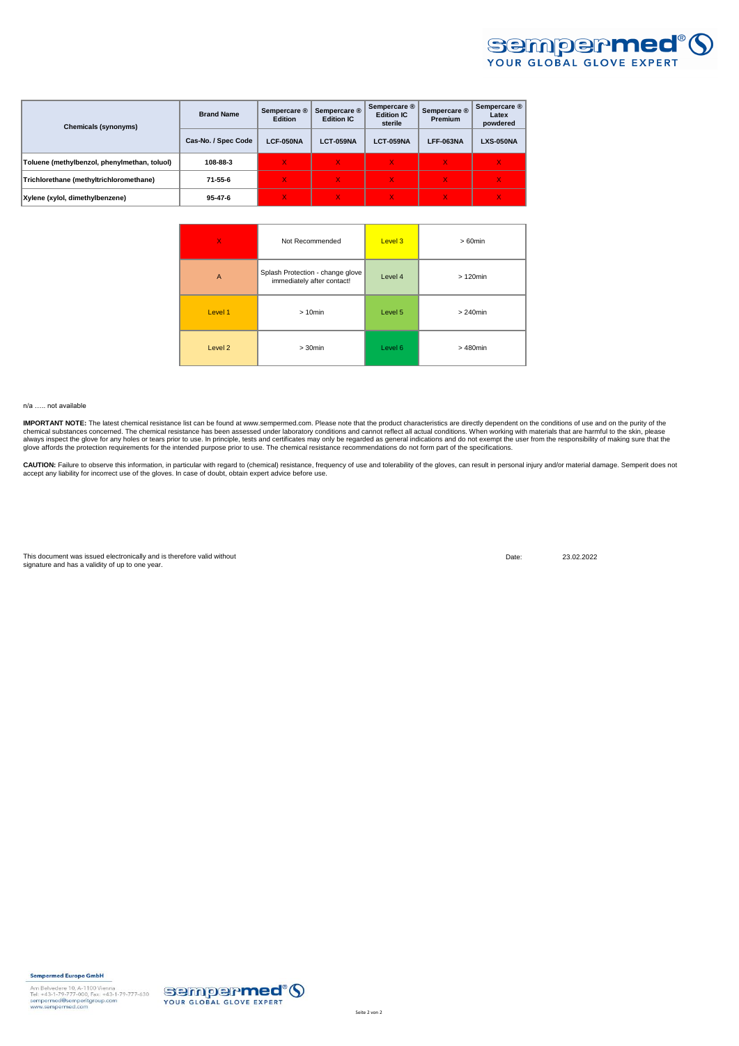| Chemicals (synonyms) | Brand Name | Sempercare ® Edition | Sempercare ® Edition IC | Sempercare ® Edition IC sterile | Sempercare ® Premium | Sempercare ® Latex powdered |
|---|---|---|---|---|---|---|
| | Cas-No. / Spec Code | LCF-050NA | LCT-059NA | LCT-059NA | LFF-063NA | LXS-050NA |
| Toluene (methylbenzol, phenylmethan, toluol) | 108-88-3 | X | X | X | X | X |
| Trichlorethane (methyltrichloromethane) | 71-55-6 | X | X | X | X | X |
| Xylene (xylol, dimethylbenzene) | 95-47-6 | X | X | X | X | X |

| | | | |
|---|---|---|---|
| X | Not Recommended | Level 3 | > 60min |
| A | Splash Protection - change glove immediately after contact! | Level 4 | > 120min |
| Level 1 | > 10min | Level 5 | > 240min |
| Level 2 | > 30min | Level 6 | > 480min |

n/a ….. not available

**IMPORTANT NOTE:** The latest chemical resistance list can be found at www.sempermed.com. Please note that the product characteristics are directly dependent on the conditions of use and on the purity of the chemical substances concerned. The chemical resistance has been assessed under laboratory conditions and cannot reflect all actual conditions. When working with materials that are harmful to the skin, please always inspect the glove for any holes or tears prior to use. In principle, tests and certificates may only be regarded as general indications and do not exempt the user from the responsibility of making sure that the glove affords the protection requirements for the intended purpose prior to use. The chemical resistance recommendations do not form part of the specifications.

**CAUTION:** Failure to observe this information, in particular with regard to (chemical) resistance, frequency of use and tolerability of the gloves, can result in personal injury and/or material damage. Semperit does not accept any liability for incorrect use of the gloves. In case of doubt, obtain expert advice before use.

This document was issued electronically and is therefore valid without signature and has a validity of up to one year.

Date: 23.02.2022

**Sempermed Europe GmbH**

Am Belvedere 10, A-1100 Vienna
Tel: +43-1-79-777-000, Fax: +43-1-79-777-630
sempermed@semperitgroup.com
www.sempermed.com